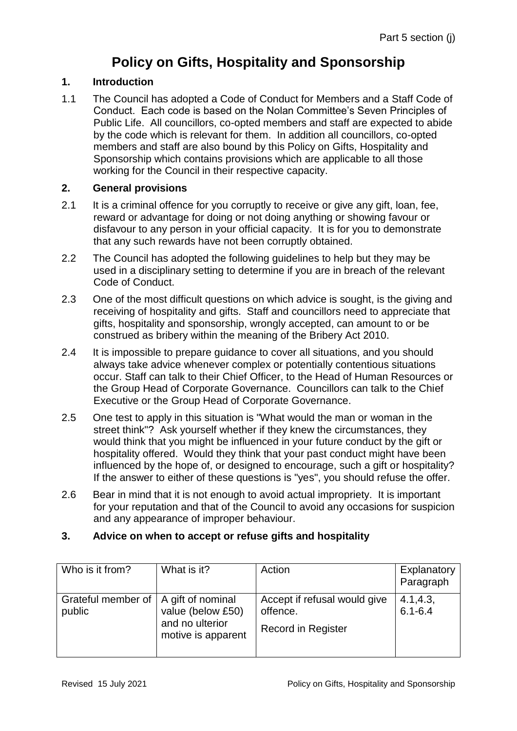# Policy on Gifts, Hospitality and Sponsorship

## 1. Introduction

1.1 The Council has adopted a Code of Conduct for Members and a Staff Code of Conduct. Each code is based on the Nolan Committee's Seven Principles of Public Life. All councillors, co-opted members and staff are expected to abide by the code which is relevant for them. In addition all councillors, co-opted members and staff are also bound by this Policy on Gifts, Hospitality and Sponsorship which contains provisions which are applicable to all those working for the Council in their respective capacity.

## 2. General provisions

2.1 It is a criminal offence for you corruptly to receive or give any gift, loan, fee, reward or advantage for doing or not doing anything or showing favour or disfavour to any person in your official capacity. It is for you to demonstrate that any such rewards have not been corruptly obtained.

2.2 The Council has adopted the following guidelines to help but they may be used in a disciplinary setting to determine if you are in breach of the relevant Code of Conduct.

2.3 One of the most difficult questions on which advice is sought, is the giving and receiving of hospitality and gifts. Staff and councillors need to appreciate that gifts, hospitality and sponsorship, wrongly accepted, can amount to or be construed as bribery within the meaning of the Bribery Act 2010.

2.4 It is impossible to prepare guidance to cover all situations, and you should always take advice whenever complex or potentially contentious situations occur. Staff can talk to their Chief Officer, to the Head of Human Resources or the Group Head of Corporate Governance. Councillors can talk to the Chief Executive or the Group Head of Corporate Governance.

2.5 One test to apply in this situation is "What would the man or woman in the street think"? Ask yourself whether if they knew the circumstances, they would think that you might be influenced in your future conduct by the gift or hospitality offered. Would they think that your past conduct might have been influenced by the hope of, or designed to encourage, such a gift or hospitality? If the answer to either of these questions is "yes", you should refuse the offer.

2.6 Bear in mind that it is not enough to avoid actual impropriety. It is important for your reputation and that of the Council to avoid any occasions for suspicion and any appearance of improper behaviour.

## 3. Advice on when to accept or refuse gifts and hospitality

| Who is it from? | What is it? | Action | Explanatory Paragraph |
|---|---|---|---|
| Grateful member of public | A gift of nominal value (below £50) and no ulterior motive is apparent | Accept if refusal would give offence.<br>Record in Register | 4.1,4.3, 6.1-6.4 |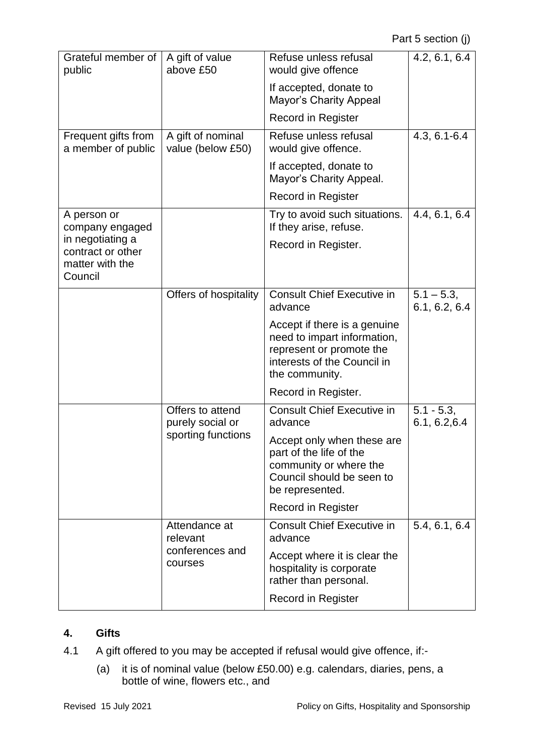| Grateful member of public | A gift of value above £50 | Refuse unless refusal would give offence<br><br>If accepted, donate to Mayor's Charity Appeal<br><br>Record in Register | 4.2, 6.1, 6.4 |
|---|---|---|---|
| Frequent gifts from a member of public | A gift of nominal value (below £50) | Refuse unless refusal would give offence.<br><br>If accepted, donate to Mayor's Charity Appeal.<br><br>Record in Register | 4.3, 6.1-6.4 |
| A person or company engaged in negotiating a contract or other matter with the Council | | Try to avoid such situations. If they arise, refuse.<br><br>Record in Register. | 4.4, 6.1, 6.4 |
| | Offers of hospitality | Consult Chief Executive in advance<br><br>Accept if there is a genuine need to impart information, represent or promote the interests of the Council in the community.<br><br>Record in Register. | 5.1 – 5.3, 6.1, 6.2, 6.4 |
| | Offers to attend purely social or sporting functions | Consult Chief Executive in advance<br><br>Accept only when these are part of the life of the community or where the Council should be seen to be represented.<br><br>Record in Register | 5.1 - 5.3, 6.1, 6.2,6.4 |
| | Attendance at relevant conferences and courses | Consult Chief Executive in advance<br><br>Accept where it is clear the hospitality is corporate rather than personal.<br><br>Record in Register | 5.4, 6.1, 6.4 |

## 4. Gifts

4.1 A gift offered to you may be accepted if refusal would give offence, if:-

(a) it is of nominal value (below £50.00) e.g. calendars, diaries, pens, a bottle of wine, flowers etc., and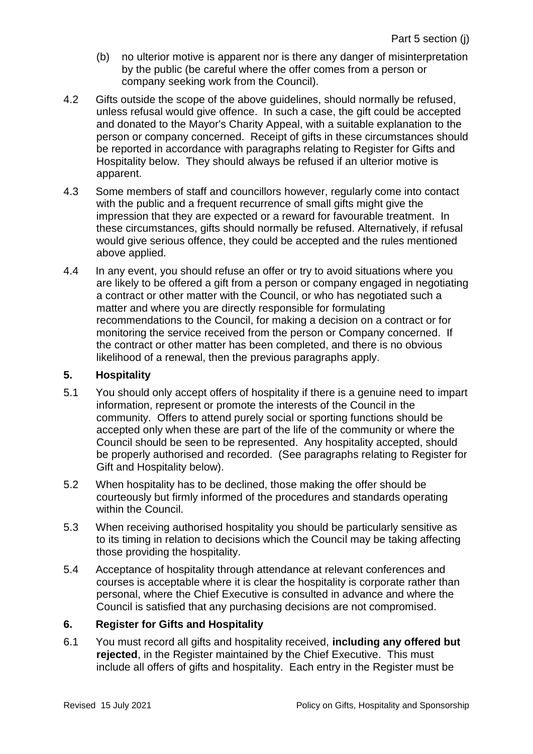(b) no ulterior motive is apparent nor is there any danger of misinterpretation by the public (be careful where the offer comes from a person or company seeking work from the Council).

4.2 Gifts outside the scope of the above guidelines, should normally be refused, unless refusal would give offence. In such a case, the gift could be accepted and donated to the Mayor's Charity Appeal, with a suitable explanation to the person or company concerned. Receipt of gifts in these circumstances should be reported in accordance with paragraphs relating to Register for Gifts and Hospitality below. They should always be refused if an ulterior motive is apparent.

4.3 Some members of staff and councillors however, regularly come into contact with the public and a frequent recurrence of small gifts might give the impression that they are expected or a reward for favourable treatment. In these circumstances, gifts should normally be refused. Alternatively, if refusal would give serious offence, they could be accepted and the rules mentioned above applied.

4.4 In any event, you should refuse an offer or try to avoid situations where you are likely to be offered a gift from a person or company engaged in negotiating a contract or other matter with the Council, or who has negotiated such a matter and where you are directly responsible for formulating recommendations to the Council, for making a decision on a contract or for monitoring the service received from the person or Company concerned. If the contract or other matter has been completed, and there is no obvious likelihood of a renewal, then the previous paragraphs apply.

## 5. Hospitality

5.1 You should only accept offers of hospitality if there is a genuine need to impart information, represent or promote the interests of the Council in the community. Offers to attend purely social or sporting functions should be accepted only when these are part of the life of the community or where the Council should be seen to be represented. Any hospitality accepted, should be properly authorised and recorded. (See paragraphs relating to Register for Gift and Hospitality below).

5.2 When hospitality has to be declined, those making the offer should be courteously but firmly informed of the procedures and standards operating within the Council.

5.3 When receiving authorised hospitality you should be particularly sensitive as to its timing in relation to decisions which the Council may be taking affecting those providing the hospitality.

5.4 Acceptance of hospitality through attendance at relevant conferences and courses is acceptable where it is clear the hospitality is corporate rather than personal, where the Chief Executive is consulted in advance and where the Council is satisfied that any purchasing decisions are not compromised.

## 6. Register for Gifts and Hospitality

6.1 You must record all gifts and hospitality received, **including any offered but rejected**, in the Register maintained by the Chief Executive. This must include all offers of gifts and hospitality. Each entry in the Register must be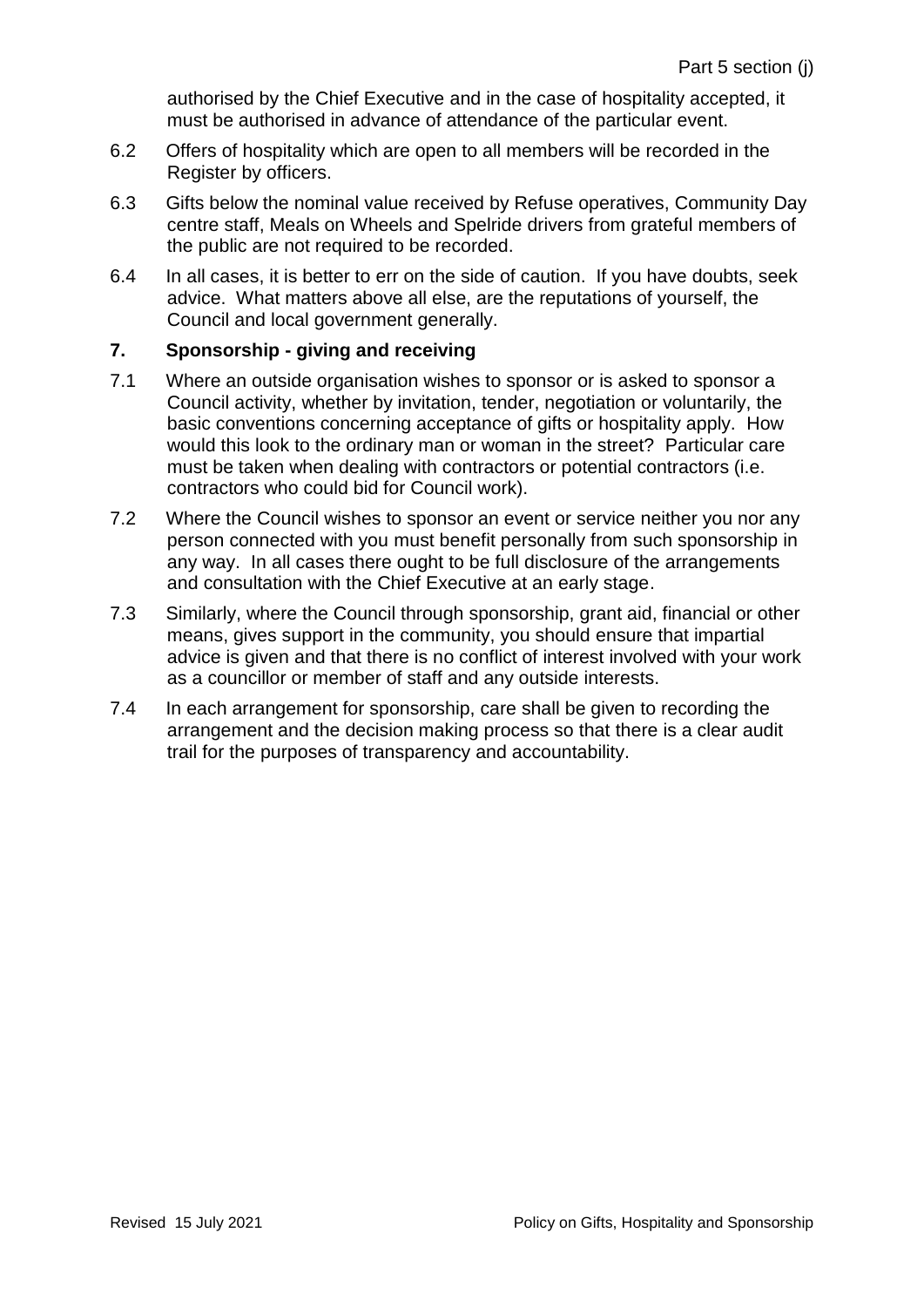authorised by the Chief Executive and in the case of hospitality accepted, it must be authorised in advance of attendance of the particular event.

6.2 Offers of hospitality which are open to all members will be recorded in the Register by officers.

6.3 Gifts below the nominal value received by Refuse operatives, Community Day centre staff, Meals on Wheels and Spelride drivers from grateful members of the public are not required to be recorded.

6.4 In all cases, it is better to err on the side of caution. If you have doubts, seek advice. What matters above all else, are the reputations of yourself, the Council and local government generally.

## 7. Sponsorship - giving and receiving

7.1 Where an outside organisation wishes to sponsor or is asked to sponsor a Council activity, whether by invitation, tender, negotiation or voluntarily, the basic conventions concerning acceptance of gifts or hospitality apply. How would this look to the ordinary man or woman in the street? Particular care must be taken when dealing with contractors or potential contractors (i.e. contractors who could bid for Council work).

7.2 Where the Council wishes to sponsor an event or service neither you nor any person connected with you must benefit personally from such sponsorship in any way. In all cases there ought to be full disclosure of the arrangements and consultation with the Chief Executive at an early stage.

7.3 Similarly, where the Council through sponsorship, grant aid, financial or other means, gives support in the community, you should ensure that impartial advice is given and that there is no conflict of interest involved with your work as a councillor or member of staff and any outside interests.

7.4 In each arrangement for sponsorship, care shall be given to recording the arrangement and the decision making process so that there is a clear audit trail for the purposes of transparency and accountability.